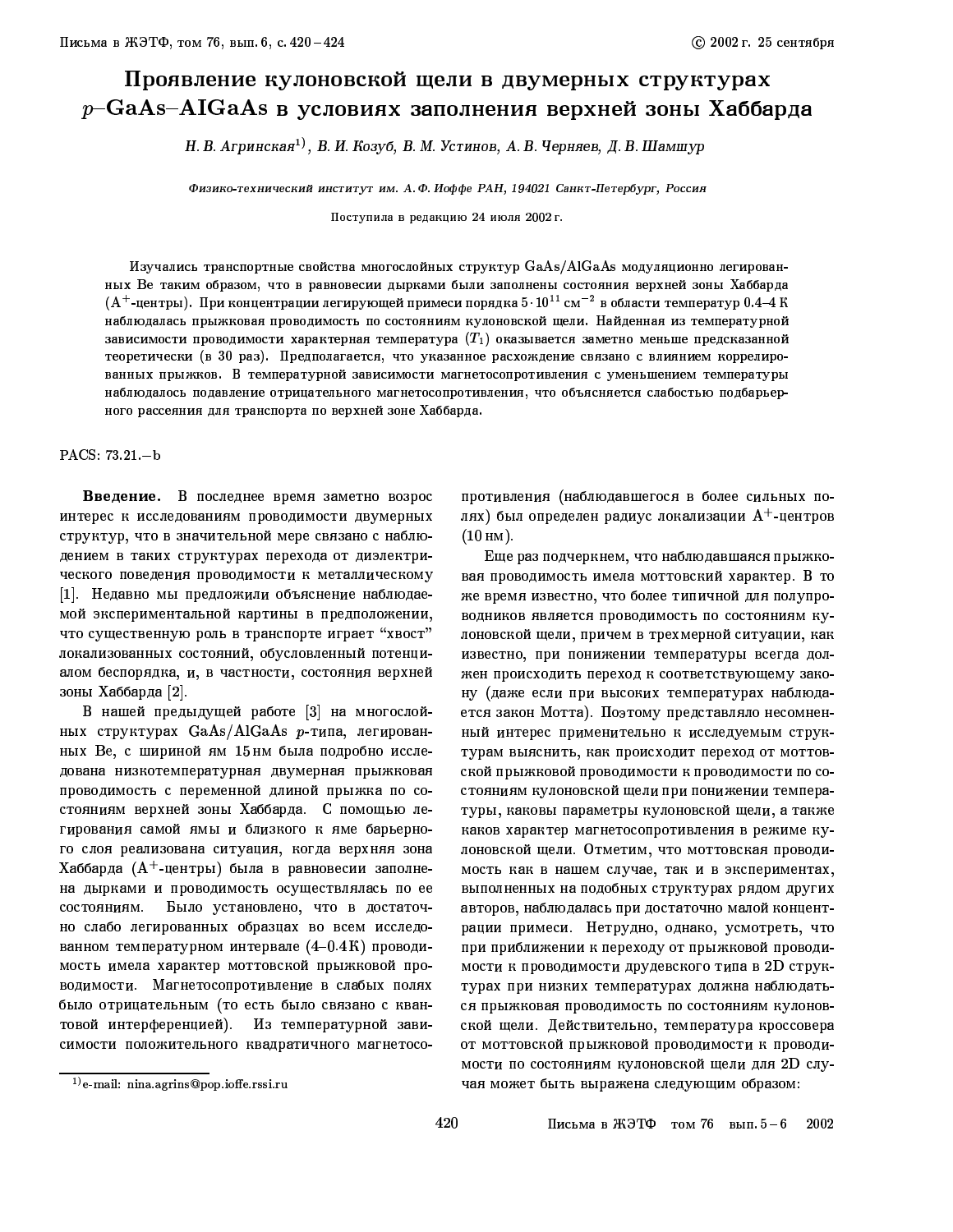# Проявление кулоновской щели в двумерных структурах *p*–GaAs–AlGaAs в условиях заполнения верхней зоны Хаббарда

*Н. В. Агринская*[1]*, В. И. Козуб, В. М. Устинов, А. В. Черняев, Д. В. Шамшур*

*Физико-технический институт им. А. Ф. Иоффе РАН, 194021 Санкт-Петербург, Россия*

Поступила в редакцию 24 июля 2002 г.

Изучались транспортные свойства многослойных структур GaAs/AlGaAs модуляционно легированных Be таким образом, что в равновесии дырками были заполнены состояния верхней зоны Хаббарда ($A^+$-центры). При концентрации легирующей примеси порядка $5 \cdot 10^{11}\,\text{см}^{-2}$ в области температур 0.4–4 К наблюдалась прыжковая проводимость по состояниям кулоновской щели. Найденная из температурной зависимости проводимости характерная температура ($T_1$) оказывается заметно меньше предсказанной теоретически (в 30 раз). Предполагается, что указанное расхождение связано с влиянием коррелированных прыжков. В температурной зависимости магнетосопротивления с уменьшением температуры наблюдалось подавление отрицательного магнетосопротивления, что объясняется слабостью подбарьерного рассеяния для транспорта по верхней зоне Хаббарда.

PACS: 73.21.–b

**Введение.** В последнее время заметно возрос интерес к исследованиям проводимости двумерных структур, что в значительной мере связано с наблюдением в таких структурах перехода от диэлектрического поведения проводимости к металлическому [1]. Недавно мы предложили объяснение наблюдаемой экспериментальной картины в предположении, что существенную роль в транспорте играет "хвост" локализованных состояний, обусловленный потенциалом беспорядка, и, в частности, состояния верхней зоны Хаббарда [2].

В нашей предыдущей работе [3] на многослойных структурах GaAs/AlGaAs *p*-типа, легированных Be, с шириной ям 15 нм была подробно исследована низкотемпературная двумерная прыжковая проводимость с переменной длиной прыжка по состояниям верхней зоны Хаббарда. С помощью легирования самой ямы и близкого к яме барьерного слоя реализована ситуация, когда верхняя зона Хаббарда ($A^+$-центры) была в равновесии заполнена дырками и проводимость осуществлялась по ее состояниям. Было установлено, что в достаточно слабо легированных образцах во всем исследованном температурном интервале (4–0.4 К) проводимость имела характер моттовской прыжковой проводимости. Магнетосопротивление в слабых полях было отрицательным (то есть было связано с квантовой интерференцией). Из температурной зависимости положительного квадратичного магнетосопротивления (наблюдавшегося в более сильных полях) был определен радиус локализации $A^+$-центров (10 нм).

Еще раз подчеркнем, что наблюдавшаяся прыжковая проводимость имела моттовский характер. В то же время известно, что более типичной для полупроводников является проводимость по состояниям кулоновской щели, причем в трехмерной ситуации, как известно, при понижении температуры всегда должен происходить переход к соответствующему закону (даже если при высоких температурах наблюдается закон Мотта). Поэтому представляло несомненный интерес применительно к исследуемым структурам выяснить, как происходит переход от моттовской прыжковой проводимости к проводимости по состояниям кулоновской щели при понижении температуры, каковы параметры кулоновской щели, а также каков характер магнетосопротивления в режиме кулоновской щели. Отметим, что моттовская проводимость как в нашем случае, так и в экспериментах, выполненных на подобных структурах рядом других авторов, наблюдалась при достаточно малой концентрации примеси. Нетрудно, однако, усмотреть, что при приближении к переходу от прыжковой проводимости к проводимости друдевского типа в 2D структурах при низких температурах должна наблюдаться прыжковая проводимость по состояниям кулоновской щели. Действительно, температура кроссовера от моттовской прыжковой проводимости к проводимости по состояниям кулоновской щели для 2D случая может быть выражена следующим образом:

[1] e-mail: nina.agrins@pop.ioffe.rssi.ru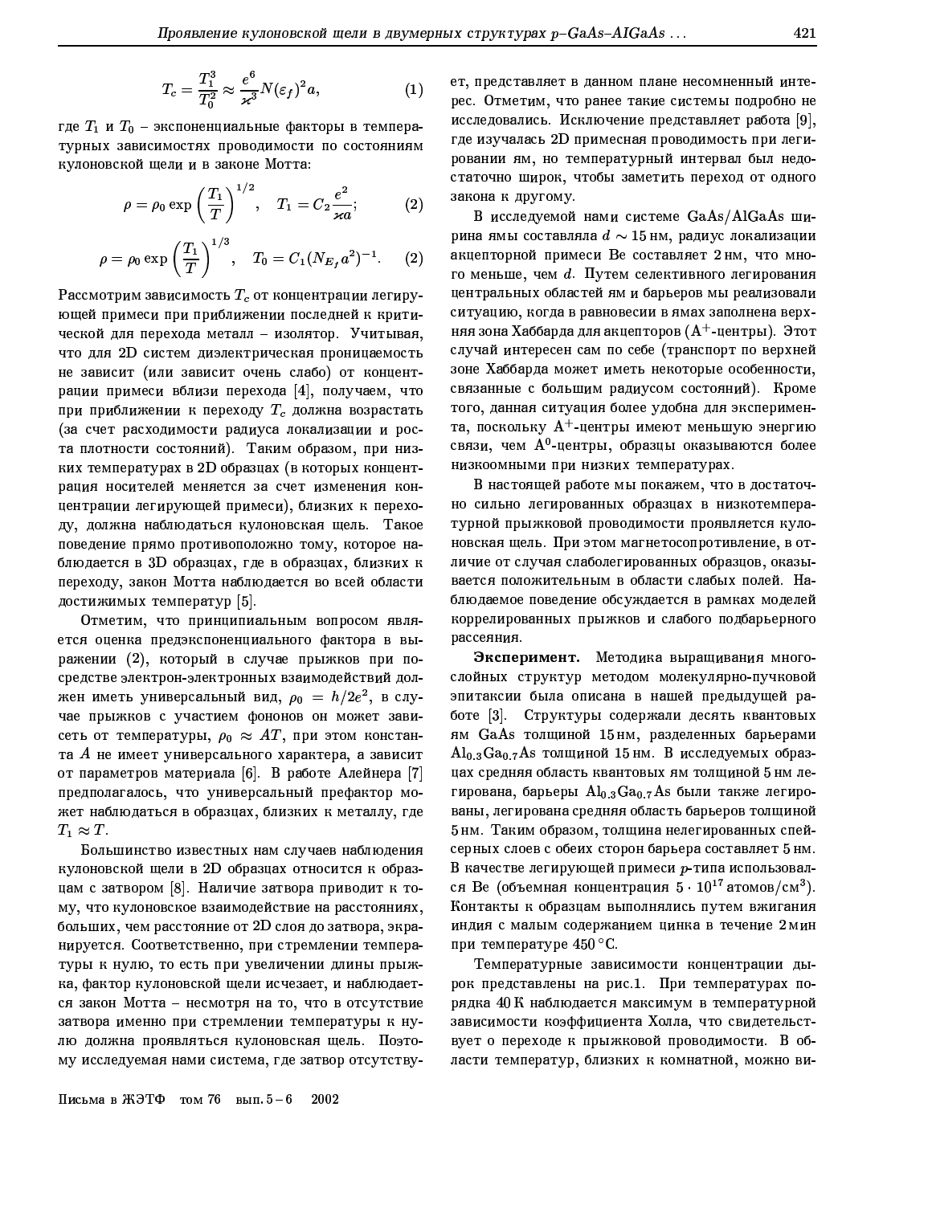$$T_c = \frac{T_1^3}{T_0^2} \approx \frac{e^6}{\varkappa^3} N(\varepsilon_f)^2 a, \tag{1}$$

где $T_1$ и $T_0$ – экспоненциальные факторы в температурных зависимостях проводимости по состояниям кулоновской щели и в законе Мотта:

$$\rho = \rho_0 \exp\left(\frac{T_1}{T}\right)^{1/2}, \quad T_1 = C_2 \frac{e^2}{\varkappa a}; \tag{2}$$

$$\rho = \rho_0 \exp\left(\frac{T_1}{T}\right)^{1/3}, \quad T_0 = C_1 (N_{E_f} a^2)^{-1}. \tag{2}$$

Рассмотрим зависимость $T_c$ от концентрации легирующей примеси при приближении последней к критической для перехода металл – изолятор. Учитывая, что для 2D систем диэлектрическая проницаемость не зависит (или зависит очень слабо) от концентрации примеси вблизи перехода [4], получаем, что при приближении к переходу $T_c$ должна возрастать (за счет расходимости радиуса локализации и роста плотности состояний). Таким образом, при низких температурах в 2D образцах (в которых концентрация носителей меняется за счет изменения концентрации легирующей примеси), близких к переходу, должна наблюдаться кулоновская щель. Такое поведение прямо противоположно тому, которое наблюдается в 3D образцах, где в образцах, близких к переходу, закон Мотта наблюдается во всей области достижимых температур [5].

Отметим, что принципиальным вопросом является оценка предэкспоненциального фактора в выражении (2), который в случае прыжков при посредстве электрон-электронных взаимодействий должен иметь универсальный вид, $\rho_0 = h/2e^2$, в случае прыжков с участием фононов он может зависеть от температуры, $\rho_0 \approx AT$, при этом константа $A$ не имеет универсального характера, а зависит от параметров материала [6]. В работе Алейнера [7] предполагалось, что универсальный префактор может наблюдаться в образцах, близких к металлу, где $T_1 \approx T$.

Большинство известных нам случаев наблюдения кулоновской щели в 2D образцах относится к образцам с затвором [8]. Наличие затвора приводит к тому, что кулоновское взаимодействие на расстояниях, больших, чем расстояние от 2D слоя до затвора, экранируется. Соответственно, при стремлении температуры к нулю, то есть при увеличении длины прыжка, фактор кулоновской щели исчезает, и наблюдается закон Мотта – несмотря на то, что в отсутствие затвора именно при стремлении температуры к нулю должна проявляться кулоновская щель. Поэтому исследуемая нами система, где затвор отсутствует, представляет в данном плане несомненный интерес. Отметим, что ранее такие системы подробно не исследовались. Исключение представляет работа [9], где изучалась 2D примесная проводимость при легировании ям, но температурный интервал был недостаточно широк, чтобы заметить переход от одного закона к другому.

В исследуемой нами системе GaAs/AlGaAs ширина ямы составляла $d \sim 15$ нм, радиус локализации акцепторной примеси Be составляет 2 нм, что много меньше, чем $d$. Путем селективного легирования центральных областей ям и барьеров мы реализовали ситуацию, когда в равновесии в ямах заполнена верхняя зона Хаббарда для акцепторов ($A^+$-центры). Этот случай интересен сам по себе (транспорт по верхней зоне Хаббарда может иметь некоторые особенности, связанные с большим радиусом состояний). Кроме того, данная ситуация более удобна для эксперимента, поскольку $A^+$-центры имеют меньшую энергию связи, чем $A^0$-центры, образцы оказываются более низкоомными при низких температурах.

В настоящей работе мы покажем, что в достаточно сильно легированных образцах в низкотемпературной прыжковой проводимости проявляется кулоновская щель. При этом магнетосопротивление, в отличие от случая слаболегированных образцов, оказывается положительным в области слабых полей. Наблюдаемое поведение обсуждается в рамках моделей коррелированных прыжков и слабого подбарьерного рассеяния.

**Эксперимент.** Методика выращивания многослойных структур методом молекулярно-пучковой эпитаксии была описана в нашей предыдущей работе [3]. Структуры содержали десять квантовых ям GaAs толщиной 15 нм, разделенных барьерами $Al_{0.3}Ga_{0.7}As$ толщиной 15 нм. В исследуемых образцах средняя область квантовых ям толщиной 5 нм легирована, барьеры $Al_{0.3}Ga_{0.7}As$ были также легированы, легирована средняя область барьеров толщиной 5 нм. Таким образом, толщина нелегированных спейсерных слоев с обеих сторон барьера составляет 5 нм. В качестве легирующей примеси $p$-типа использовался Be (объемная концентрация $5 \cdot 10^{17}$ атомов/см$^3$). Контакты к образцам выполнялись путем вжигания индия с малым содержанием цинка в течение 2 мин при температуре 450 °C.

Температурные зависимости концентрации дырок представлены на рис.1. При температурах порядка 40 K наблюдается максимум в температурной зависимости коэффициента Холла, что свидетельствует о переходе к прыжковой проводимости. В области температур, близких к комнатной, можно ви-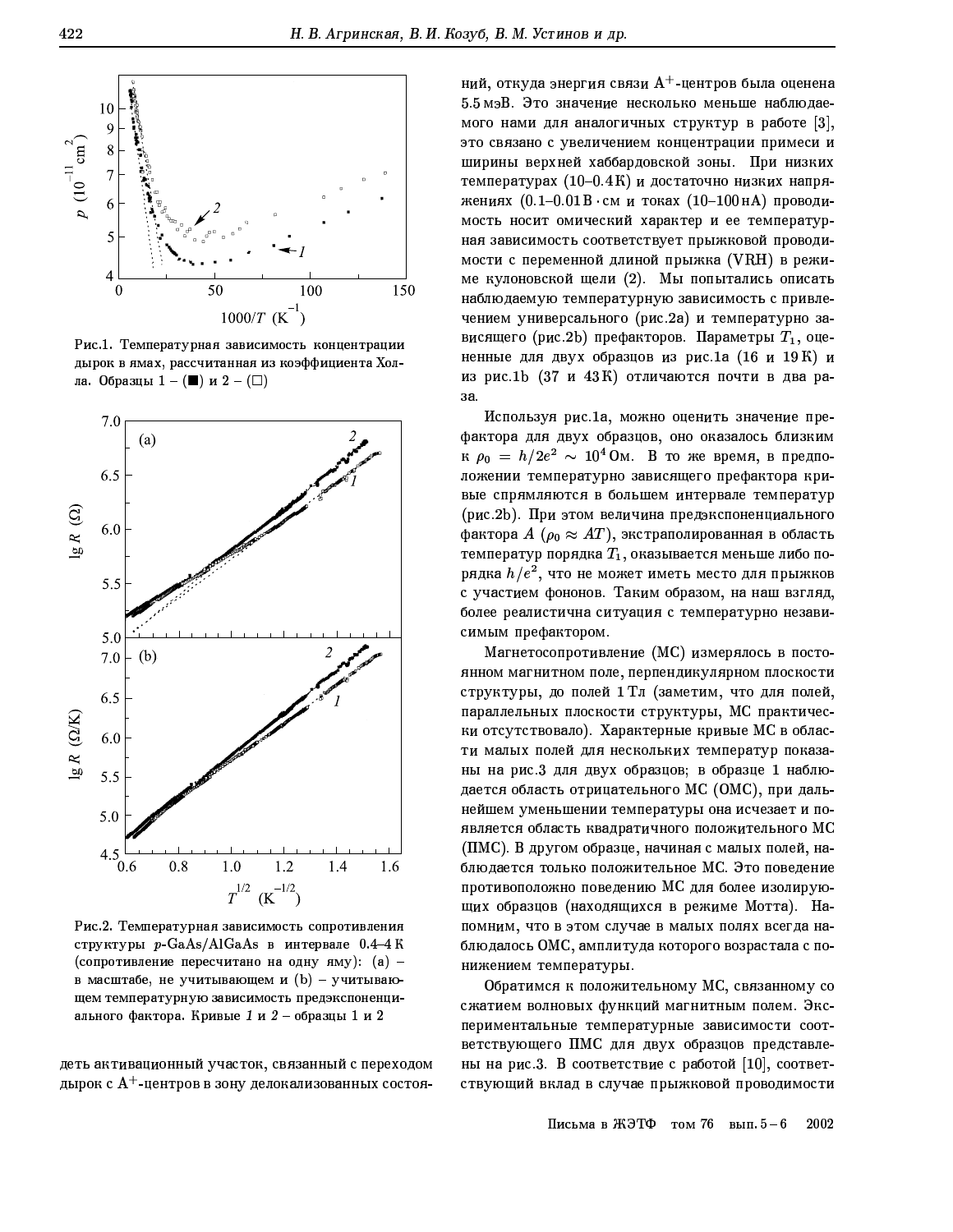Рис.1. Температурная зависимость концентрации дырок в ямах, рассчитанная из коэффициента Холла. Образцы 1 – (■) и 2 – (□)

Рис.2. Температурная зависимость сопротивления структуры $p$-GaAs/AlGaAs в интервале 0.4–4 K (сопротивление пересчитано на одну яму): (a) – в масштабе, не учитывающем и (b) – учитывающем температурную зависимость предэкспоненциального фактора. Кривые *1* и *2* – образцы 1 и 2

деть активационный участок, связанный с переходом дырок с $A^+$-центров в зону делокализованных состояний, откуда энергия связи $A^+$-центров была оценена 5.5 мэВ. Это значение несколько меньше наблюдаемого нами для аналогичных структур в работе [3], это связано с увеличением концентрации примеси и ширины верхней хаббардовской зоны. При низких температурах (10–0.4 K) и достаточно низких напряжениях (0.1–0.01 В · см и токах (10–100 нА) проводимость носит омический характер и ее температурная зависимость соответствует прыжковой проводимости с переменной длиной прыжка (VRH) в режиме кулоновской щели (2). Мы попытались описать наблюдаемую температурную зависимость с привлечением универсального (рис.2a) и температурно зависящего (рис.2b) префакторов. Параметры $T_1$, оцененные для двух образцов из рис.1a (16 и 19 K) и из рис.1b (37 и 43 K) отличаются почти в два раза.

Используя рис.1a, можно оценить значение префактора для двух образцов, оно оказалось близким к $\rho_0 = h/2e^2 \sim 10^4$ Ом. В то же время, в предположении температурно зависящего префактора кривые спрямляются в большем интервале температур (рис.2b). При этом величина предэкспоненциального фактора $A$ ($\rho_0 \approx AT$), экстраполированная в область температур порядка $T_1$, оказывается меньше либо порядка $h/e^2$, что не может иметь место для прыжков с участием фононов. Таким образом, на наш взгляд, более реалистична ситуация с температурно независимым префактором.

Магнетосопротивление (МС) измерялось в постоянном магнитном поле, перпендикулярном плоскости структуры, до полей 1 Тл (заметим, что для полей, параллельных плоскости структуры, МС практически отсутствовало). Характерные кривые МС в области малых полей для нескольких температур показаны на рис.3 для двух образцов; в образце 1 наблюдается область отрицательного МС (ОМС), при дальнейшем уменьшении температуры она исчезает и появляется область квадратичного положительного МС (ПМС). В другом образце, начиная с малых полей, наблюдается только положительное МС. Это поведение противоположно поведению МС для более изолирующих образцов (находящихся в режиме Мотта). Напомним, что в этом случае в малых полях всегда наблюдалось ОМС, амплитуда которого возрастала с понижением температуры.

Обратимся к положительному МС, связанному со сжатием волновых функций магнитным полем. Экспериментальные температурные зависимости соответствующего ПМС для двух образцов представлены на рис.3. В соответствие с работой [10], соответствующий вклад в случае прыжковой проводимости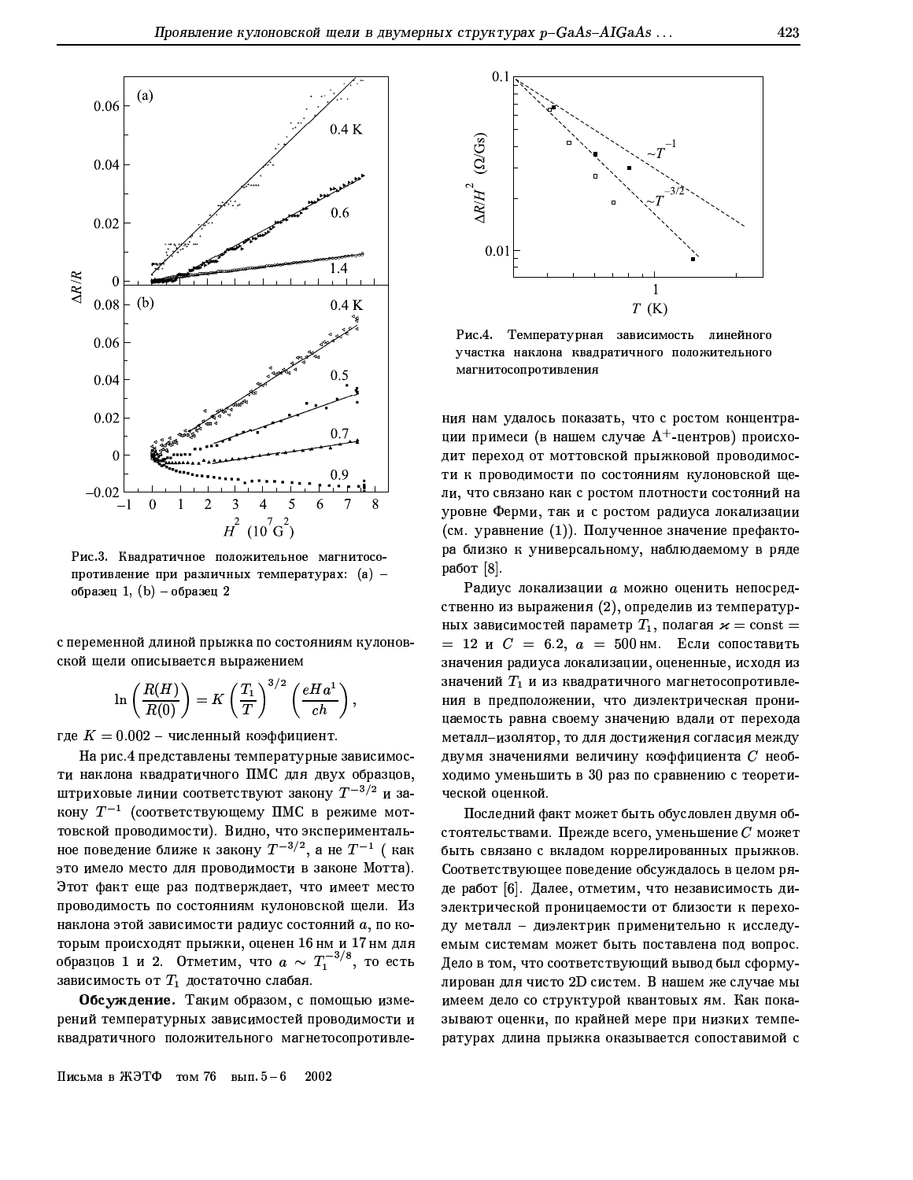Рис.3. Квадратичное положительное магнитосопротивление при различных температурах: (a) – образец 1, (b) – образец 2

Рис.4. Температурная зависимость линейного участка наклона квадратичного положительного магнитосопротивления

с переменной длиной прыжка по состояниям кулоновской щели описывается выражением

$$\ln\left(\frac{R(H)}{R(0)}\right) = K\left(\frac{T_1}{T}\right)^{3/2}\left(\frac{eHa^1}{ch}\right),$$

где $K = 0.002$ – численный коэффициент.

На рис.4 представлены температурные зависимости наклона квадратичного ПМС для двух образцов, штриховые линии соответствуют закону $T^{-3/2}$ и закону $T^{-1}$ (соответствующему ПМС в режиме моттовской проводимости). Видно, что экспериментальное поведение ближе к закону $T^{-3/2}$, а не $T^{-1}$ ( как это имело место для проводимости в законе Мотта). Этот факт еще раз подтверждает, что имеет место проводимость по состояниям кулоновской щели. Из наклона этой зависимости радиус состояний $a$, по которым происходят прыжки, оценен 16 нм и 17 нм для образцов 1 и 2. Отметим, что $a \sim T_1^{-3/8}$, то есть зависимость от $T_1$ достаточно слабая.

**Обсуждение.** Таким образом, с помощью измерений температурных зависимостей проводимости и квадратичного положительного магнетосопротивления нам удалось показать, что с ростом концентрации примеси (в нашем случае $A^+$-центров) происходит переход от моттовской прыжковой проводимости к проводимости по состояниям кулоновской щели, что связано как с ростом плотности состояний на уровне Ферми, так и с ростом радиуса локализации (см. уравнение (1)). Полученное значение префактора близко к универсальному, наблюдаемому в ряде работ [8].

Радиус локализации $a$ можно оценить непосредственно из выражения (2), определив из температурных зависимостей параметр $T_1$, полагая $\varkappa = \mathrm{const} = 12$ и $C = 6.2$, $a = 500$ нм. Если сопоставить значения радиуса локализации, оцененные, исходя из значений $T_1$ и из квадратичного магнетосопротивления в предположении, что диэлектрическая проницаемость равна своему значению вдали от перехода металл–изолятор, то для достижения согласия между двумя значениями величину коэффициента $C$ необходимо уменьшить в 30 раз по сравнению с теоретической оценкой.

Последний факт может быть обусловлен двумя обстоятельствами. Прежде всего, уменьшение $C$ может быть связано с вкладом коррелированных прыжков. Соответствующее поведение обсуждалось в целом ряде работ [6]. Далее, отметим, что независимость диэлектрической проницаемости от близости к переходу металл – диэлектрик применительно к исследуемым системам может быть поставлена под вопрос. Дело в том, что соответствующий вывод был сформулирован для чисто 2D систем. В нашем же случае мы имеем дело со структурой квантовых ям. Как показывают оценки, по крайней мере при низких температурах длина прыжка оказывается сопоставимой с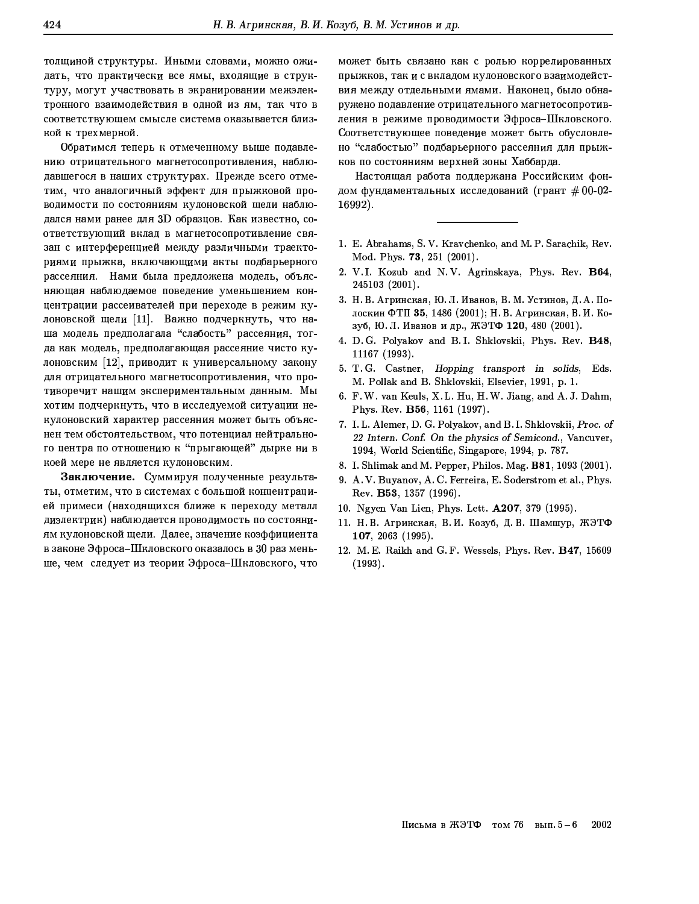толщиной структуры. Иными словами, можно ожидать, что практически все ямы, входящие в структуру, могут участвовать в экранировании межэлектронного взаимодействия в одной из ям, так что в соответствующем смысле система оказывается близкой к трехмерной.

Обратимся теперь к отмеченному выше подавлению отрицательного магнетосопротивления, наблюдавшегося в наших структурах. Прежде всего отметим, что аналогичный эффект для прыжковой проводимости по состояниям кулоновской щели наблюдался нами ранее для 3D образцов. Как известно, соответствующий вклад в магнетосопротивление связан с интерференцией между различными траекториями прыжка, включающими акты подбарьерного рассеяния. Нами была предложена модель, объясняющая наблюдаемое поведение уменьшением концентрации рассеивателей при переходе в режим кулоновской щели [11]. Важно подчеркнуть, что наша модель предполагала "слабость" рассеяния, тогда как модель, предполагающая рассеяние чисто кулоновским [12], приводит к универсальному закону для отрицательного магнетосопротивления, что противоречит нашим экспериментальным данным. Мы хотим подчеркнуть, что в исследуемой ситуации некулоновский характер рассеяния может быть объяснен тем обстоятельством, что потенциал нейтрального центра по отношению к "прыгающей" дырке ни в коей мере не является кулоновским.

**Заключение.** Суммируя полученные результаты, отметим, что в системах с большой концентрацией примеси (находящихся ближе к переходу металл диэлектрик) наблюдается проводимость по состояниям кулоновской щели. Далее, значение коэффициента в законе Эфроса–Шкловского оказалось в 30 раз меньше, чем следует из теории Эфроса–Шкловского, что может быть связано как с ролью коррелированных прыжков, так и с вкладом кулоновского взаимодействия между отдельными ямами. Наконец, было обнаружено подавление отрицательного магнетосопротивления в режиме проводимости Эфроса–Шкловского. Соответствующее поведение может быть обусловлено "слабостью" подбарьерного рассеяния для прыжков по состояниям верхней зоны Хаббарда.

Настоящая работа поддержана Российским фондом фундаментальных исследований (грант # 00-02-16992).

---

1. E. Abrahams, S. V. Kravchenko, and M. P. Sarachik, Rev. Mod. Phys. **73**, 251 (2001).
2. V.I. Kozub and N.V. Agrinskaya, Phys. Rev. **B64**, 245103 (2001).
3. Н. В. Агринская, Ю. Л. Иванов, В. М. Устинов, Д. А. Полоскин ФТП **35**, 1486 (2001); Н. В. Агринская, В. И. Козуб, Ю. Л. Иванов и др., ЖЭТФ **120**, 480 (2001).
4. D. G. Polyakov and B. I. Shklovskii, Phys. Rev. **B48**, 11167 (1993).
5. T. G. Castner, *Hopping transport in solids*, Eds. M. Pollak and B. Shklovskii, Elsevier, 1991, p. 1.
6. F. W. van Keuls, X. L. Hu, H. W. Jiang, and A. J. Dahm, Phys. Rev. **B56**, 1161 (1997).
7. I. L. Alemer, D. G. Polyakov, and B. I. Shklovskii, *Proc. of 22 Intern. Conf. On the physics of Semicond.*, Vancuver, 1994, World Scientific, Singapore, 1994, p. 787.
8. I. Shlimak and M. Pepper, Philos. Mag. **B81**, 1093 (2001).
9. A. V. Buyanov, A. C. Ferreira, E. Soderstrom et al., Phys. Rev. **B53**, 1357 (1996).
10. Ngyen Van Lien, Phys. Lett. **A207**, 379 (1995).
11. Н. В. Агринская, В. И. Козуб, Д. В. Шамшур, ЖЭТФ **107**, 2063 (1995).
12. M. E. Raikh and G. F. Wessels, Phys. Rev. **B47**, 15609 (1993).